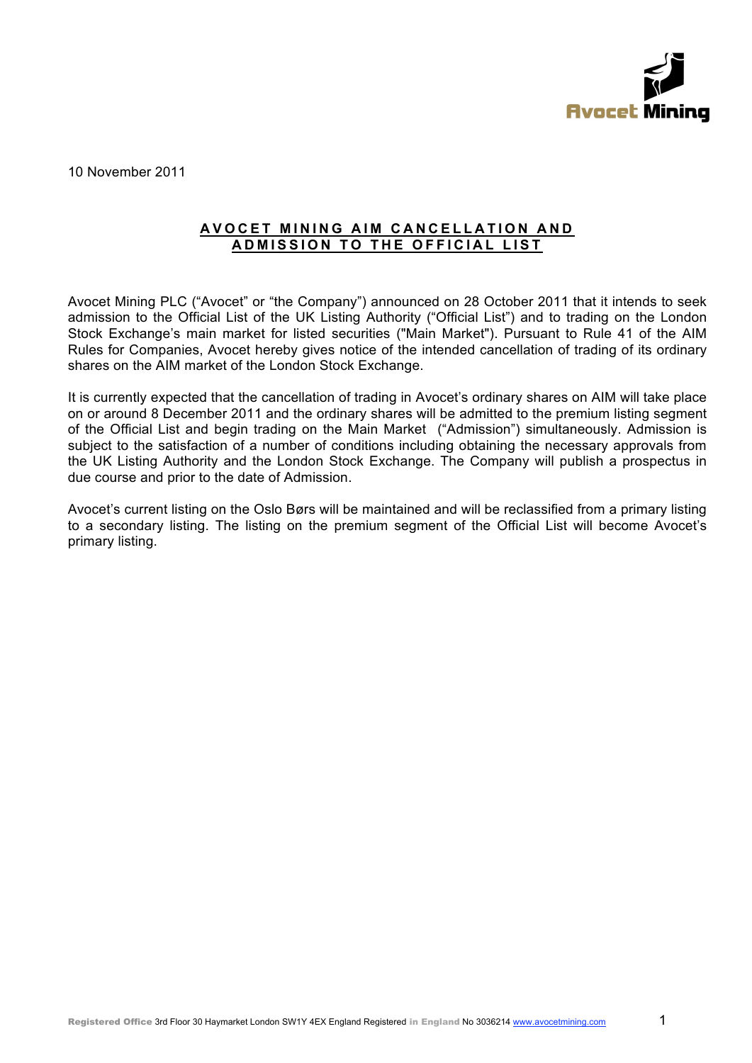10 November 2011

## AVOCET MINING AIM CANCELLATION AND ADMISSION TO THE OFFICIAL LIST

Avocet Mining PLC ("Avocet" or "the Company") announced on 28 October 2011 that it intends to seek admission to the Official List of the UK Listing Authority ("Official List") and to trading on the London Stock Exchange's main market for listed securities ("Main Market"). Pursuant to Rule 41 of the AIM Rules for Companies, Avocet hereby gives notice of the intended cancellation of trading of its ordinary shares on the AIM market of the London Stock Exchange.

It is currently expected that the cancellation of trading in Avocet's ordinary shares on AIM will take place on or around 8 December 2011 and the ordinary shares will be admitted to the premium listing segment of the Official List and begin trading on the Main Market ("Admission") simultaneously. Admission is subject to the satisfaction of a number of conditions including obtaining the necessary approvals from the UK Listing Authority and the London Stock Exchange. The Company will publish a prospectus in due course and prior to the date of Admission.

Avocet's current listing on the Oslo Børs will be maintained and will be reclassified from a primary listing to a secondary listing. The listing on the premium segment of the Official List will become Avocet's primary listing.

**Registered Office** 3rd Floor 30 Haymarket London SW1Y 4EX England Registered **in England** No 3036214 www.avocetmining.com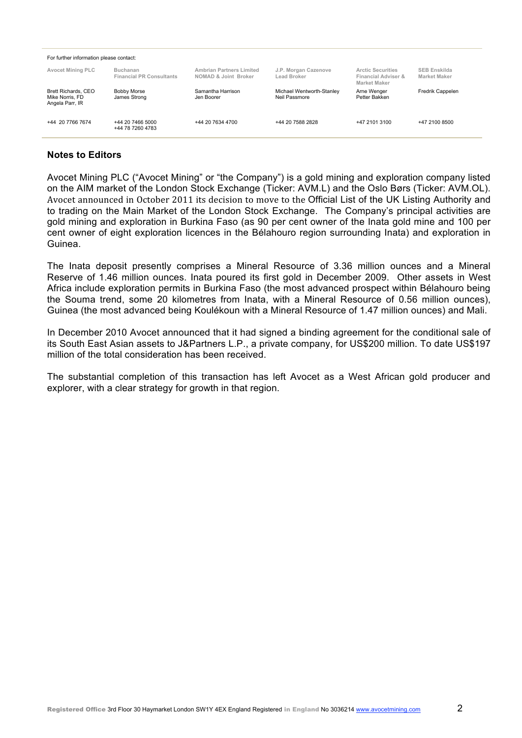For further information please contact:

| Avocet Mining PLC | Buchanan Financial PR Consultants | Ambrian Partners Limited NOMAD & Joint Broker | J.P. Morgan Cazenove Lead Broker | Arctic Securities Financial Adviser & Market Maker | SEB Enskilda Market Maker |
|---|---|---|---|---|---|
| Brett Richards, CEO<br>Mike Norris, FD<br>Angela Parr, IR | Bobby Morse<br>James Strong | Samantha Harrison<br>Jen Boorer | Michael Wentworth-Stanley<br>Neil Passmore | Arne Wenger<br>Petter Bakken | Fredrik Cappelen |
| +44 20 7766 7674 | +44 20 7466 5000<br>+44 78 7260 4783 | +44 20 7634 4700 | +44 20 7588 2828 | +47 2101 3100 | +47 2100 8500 |

**Notes to Editors**

Avocet Mining PLC ("Avocet Mining" or "the Company") is a gold mining and exploration company listed on the AIM market of the London Stock Exchange (Ticker: AVM.L) and the Oslo Børs (Ticker: AVM.OL). Avocet announced in October 2011 its decision to move to the Official List of the UK Listing Authority and to trading on the Main Market of the London Stock Exchange. The Company's principal activities are gold mining and exploration in Burkina Faso (as 90 per cent owner of the Inata gold mine and 100 per cent owner of eight exploration licences in the Bélahouro region surrounding Inata) and exploration in Guinea.

The Inata deposit presently comprises a Mineral Resource of 3.36 million ounces and a Mineral Reserve of 1.46 million ounces. Inata poured its first gold in December 2009. Other assets in West Africa include exploration permits in Burkina Faso (the most advanced prospect within Bélahouro being the Souma trend, some 20 kilometres from Inata, with a Mineral Resource of 0.56 million ounces), Guinea (the most advanced being Koulékoun with a Mineral Resource of 1.47 million ounces) and Mali.

In December 2010 Avocet announced that it had signed a binding agreement for the conditional sale of its South East Asian assets to J&Partners L.P., a private company, for US$200 million. To date US$197 million of the total consideration has been received.

The substantial completion of this transaction has left Avocet as a West African gold producer and explorer, with a clear strategy for growth in that region.

**Registered Office** 3rd Floor 30 Haymarket London SW1Y 4EX England Registered **in England** No 3036214 www.avocetmining.com